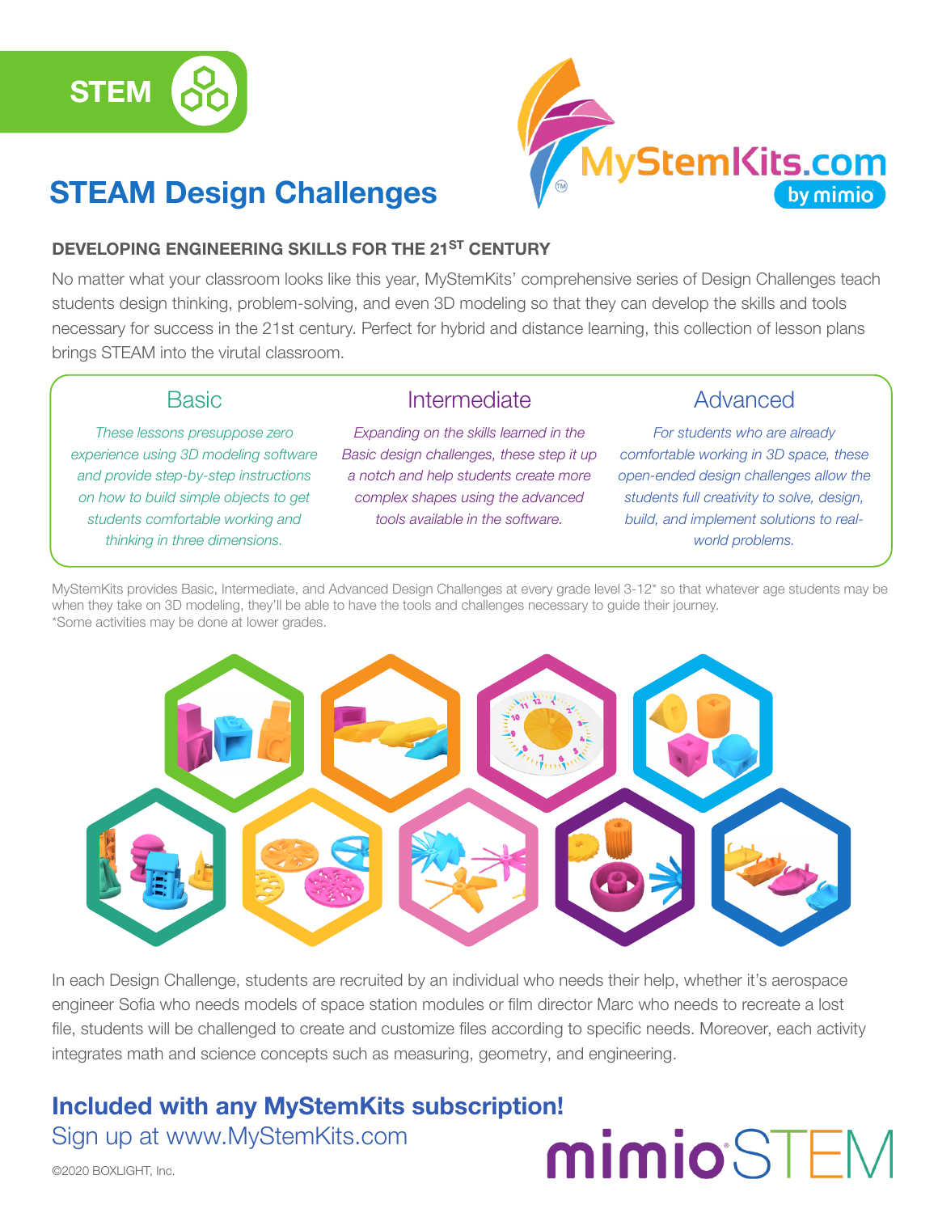STEM

# STEAM Design Challenges

MyStemKits.com by mimio

### DEVELOPING ENGINEERING SKILLS FOR THE 21ST CENTURY

No matter what your classroom looks like this year, MyStemKits' comprehensive series of Design Challenges teach students design thinking, problem-solving, and even 3D modeling so that they can develop the skills and tools necessary for success in the 21st century. Perfect for hybrid and distance learning, this collection of lesson plans brings STEAM into the virutal classroom.

## Basic

*These lessons presuppose zero experience using 3D modeling software and provide step-by-step instructions on how to build simple objects to get students comfortable working and thinking in three dimensions.*

## Intermediate

*Expanding on the skills learned in the Basic design challenges, these step it up a notch and help students create more complex shapes using the advanced tools available in the software.*

## Advanced

*For students who are already comfortable working in 3D space, these open-ended design challenges allow the students full creativity to solve, design, build, and implement solutions to real-world problems.*

MyStemKits provides Basic, Intermediate, and Advanced Design Challenges at every grade level 3-12* so that whatever age students may be when they take on 3D modeling, they'll be able to have the tools and challenges necessary to guide their journey.
*Some activities may be done at lower grades.

In each Design Challenge, students are recruited by an individual who needs their help, whether it's aerospace engineer Sofia who needs models of space station modules or film director Marc who needs to recreate a lost file, students will be challenged to create and customize files according to specific needs. Moreover, each activity integrates math and science concepts such as measuring, geometry, and engineering.

## Included with any MyStemKits subscription!

Sign up at www.MyStemKits.com

©2020 BOXLIGHT, Inc.

mimio STEM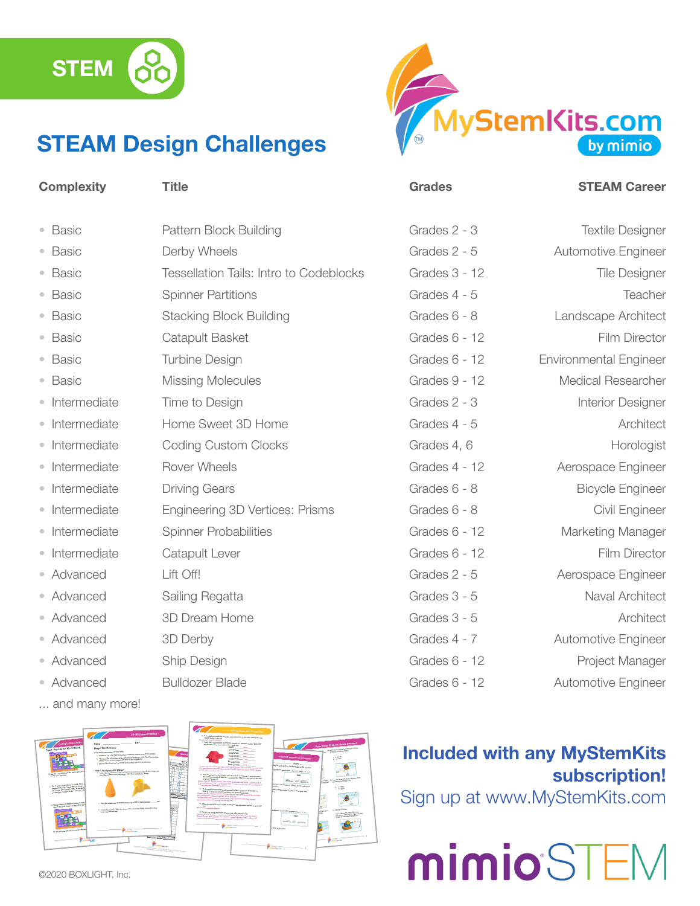STEM

# STEAM Design Challenges

MyStemKits.com by mimio

| Complexity | Title | Grades | STEAM Career |
|---|---|---|---|
| Basic | Pattern Block Building | Grades 2 - 3 | Textile Designer |
| Basic | Derby Wheels | Grades 2 - 5 | Automotive Engineer |
| Basic | Tessellation Tails: Intro to Codeblocks | Grades 3 - 12 | Tile Designer |
| Basic | Spinner Partitions | Grades 4 - 5 | Teacher |
| Basic | Stacking Block Building | Grades 6 - 8 | Landscape Architect |
| Basic | Catapult Basket | Grades 6 - 12 | Film Director |
| Basic | Turbine Design | Grades 6 - 12 | Environmental Engineer |
| Basic | Missing Molecules | Grades 9 - 12 | Medical Researcher |
| Intermediate | Time to Design | Grades 2 - 3 | Interior Designer |
| Intermediate | Home Sweet 3D Home | Grades 4 - 5 | Architect |
| Intermediate | Coding Custom Clocks | Grades 4, 6 | Horologist |
| Intermediate | Rover Wheels | Grades 4 - 12 | Aerospace Engineer |
| Intermediate | Driving Gears | Grades 6 - 8 | Bicycle Engineer |
| Intermediate | Engineering 3D Vertices: Prisms | Grades 6 - 8 | Civil Engineer |
| Intermediate | Spinner Probabilities | Grades 6 - 12 | Marketing Manager |
| Intermediate | Catapult Lever | Grades 6 - 12 | Film Director |
| Advanced | Lift Off! | Grades 2 - 5 | Aerospace Engineer |
| Advanced | Sailing Regatta | Grades 3 - 5 | Naval Architect |
| Advanced | 3D Dream Home | Grades 3 - 5 | Architect |
| Advanced | 3D Derby | Grades 4 - 7 | Automotive Engineer |
| Advanced | Ship Design | Grades 6 - 12 | Project Manager |
| Advanced | Bulldozer Blade | Grades 6 - 12 | Automotive Engineer |

... and many more!

**Included with any MyStemKits subscription!**

Sign up at www.MyStemKits.com

mimioSTEM

©2020 BOXLIGHT, Inc.